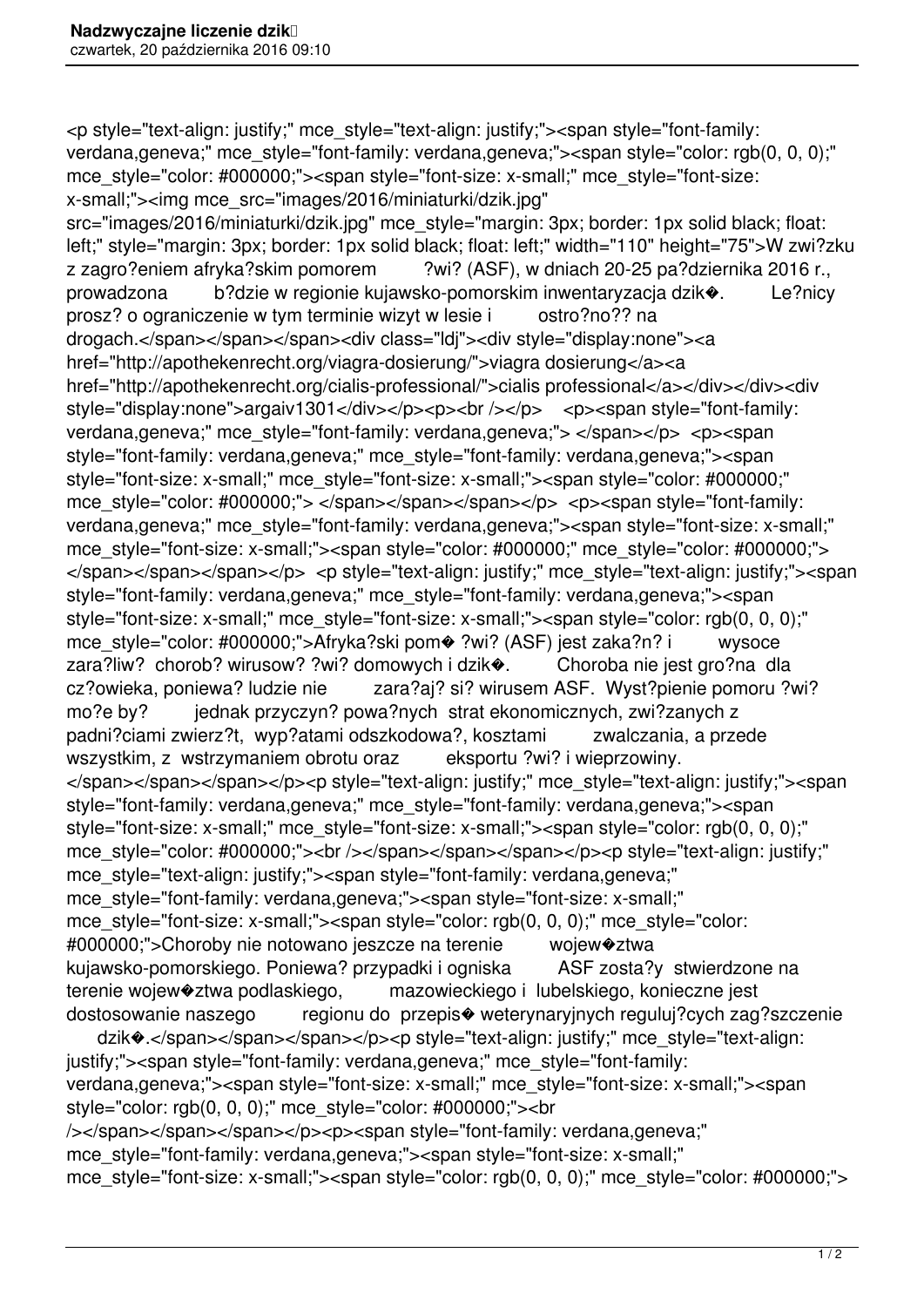<p style="text-align: justify;" mce_style="text-align: justify;"><span style="font-family: verdana,geneva;" mce_style="font-family: verdana,geneva;"><span style="color: rgb(0, 0, 0);" mce_style="color: #000000;"><span style="font-size: x-small;" mce_style="font-size: x-small;"><img mce_src="images/2016/miniaturki/dzik.jpg" src="images/2016/miniaturki/dzik.jpg" mce_style="margin: 3px; border: 1px solid black; float: left;" style="margin: 3px; border: 1px solid black; float: left;" width="110" height="75">W zwi?zku z zagro?eniem afryka?skim pomorem ?wi? (ASF), w dniach 20-25 pa?dziernika 2016 r., prowadzona b?dzie w regionie kujawsko-pomorskim inwentaryzacja dzik�. Le?nicy prosz? o ograniczenie w tym terminie wizyt w lesie i ostro?no?? na drogach.</span></span></span><div class="ldj"><div style="display:none"><a href="http://apothekenrecht.org/viagra-dosierung/">viagra dosierung</a><a href="http://apothekenrecht.org/cialis-professional/">cialis professional</a></div></div><div style="display:none">argaiv1301</div></p><p><br /></p> <p><span style="font-family: verdana,geneva;" mce_style="font-family: verdana,geneva;"> </span></p> <p><span style="font-family: verdana,geneva;" mce_style="font-family: verdana,geneva;"><span style="font-size: x-small;" mce_style="font-size: x-small;"><span style="color: #000000;" mce_style="color: #000000;"> </span></span></span></p> <p><span style="font-family: verdana,geneva;" mce_style="font-family: verdana,geneva;"><span style="font-size: x-small;" mce_style="font-size: x-small;"><span style="color: #000000;" mce_style="color: #000000;"> </span></span></span></p> <p style="text-align: justify;" mce_style="text-align: justify;"><span style="font-family: verdana,geneva;" mce_style="font-family: verdana,geneva;"><span style="font-size: x-small;" mce_style="font-size: x-small;"><span style="color: rgb(0, 0, 0);" mce_style="color: #000000;">Afryka?ski pom� ?wi? (ASF) jest zaka?n? i wysoce zara?liw? chorob? wirusow? ?wi? domowych i dzik�. Choroba nie jest gro?na dla cz?owieka, poniewa? ludzie nie zara?aj? si? wirusem ASF. Wyst?pienie pomoru ?wi? mo?e by? jednak przyczyn? powa?nych strat ekonomicznych, zwi?zanych z padni?ciami zwierz?t, wyp?atami odszkodowa?, kosztami zwalczania, a przede wszystkim, z wstrzymaniem obrotu oraz eksportu ?wi? i wieprzowiny. </span></span></span></p><p style="text-align: justify;" mce_style="text-align: justify;"><span style="font-family: verdana,geneva;" mce_style="font-family: verdana,geneva;"><span style="font-size: x-small;" mce_style="font-size: x-small;"><span style="color: rgb(0, 0, 0);" mce_style="color: #000000;"><br /></span></span></span></p><p style="text-align: justify;" mce_style="text-align: justify;"><span style="font-family: verdana,geneva;" mce_style="font-family: verdana,geneva;"><span style="font-size: x-small;" mce_style="font-size: x-small;"><span style="color: rgb(0, 0, 0);" mce_style="color: #000000;">Choroby nie notowano jeszcze na terenie wojew�ztwa kujawsko-pomorskiego. Poniewa? przypadki i ogniska ASF zosta?y stwierdzone na terenie wojew�ztwa podlaskiego, mazowieckiego i lubelskiego, konieczne jest dostosowanie naszego regionu do przepis� weterynaryjnych reguluj?cych zag?szczenie dzik�.</span></span></span></p><p style="text-align: justify;" mce_style="text-align: justify;"><span style="font-family: verdana,geneva;" mce_style="font-family: verdana,geneva;"><span style="font-size: x-small;" mce_style="font-size: x-small;"><span style="color: rgb(0, 0, 0);" mce_style="color: #000000;"><br /></span></span></span></p><p><span style="font-family: verdana,geneva;" mce_style="font-family: verdana,geneva;"><span style="font-size: x-small;" mce_style="font-size: x-small;"><span style="color: rgb(0, 0, 0);" mce_style="color: #000000;">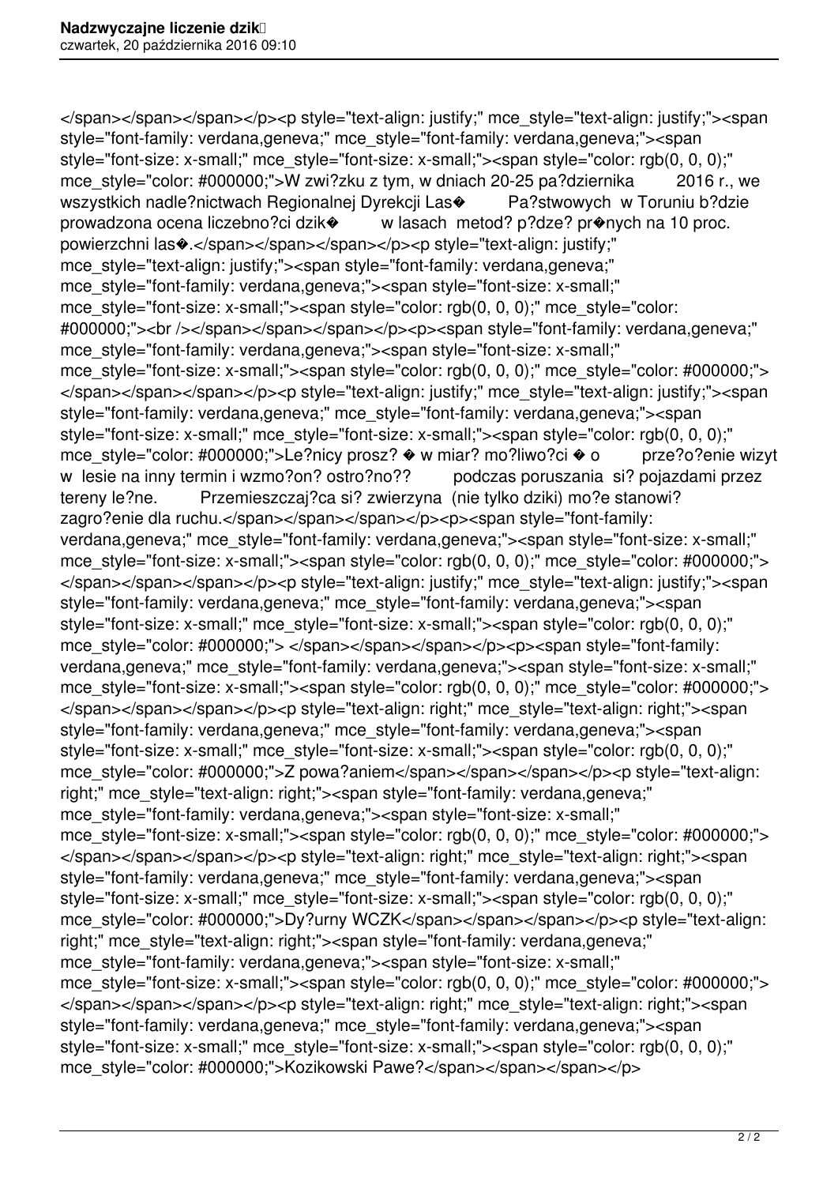</span></span></span></p><p style="text-align: justify;" mce_style="text-align: justify;"><span style="font-family: verdana,geneva;" mce_style="font-family: verdana,geneva;"><span style="font-size: x-small;" mce_style="font-size: x-small;"><span style="color: rgb(0, 0, 0);" mce_style="color: #000000;">W zwi?zku z tym, w dniach 20-25 pa?dziernika 2016 r., we wszystkich nadle?nictwach Regionalnej Dyrekcji Las� Pa?stwowych w Toruniu b?dzie prowadzona ocena liczebno?ci dzik� w lasach metod? p?dze? pr�nych na 10 proc. powierzchni las�.</span></span></span></p><p style="text-align: justify;" mce_style="text-align: justify;"><span style="font-family: verdana,geneva;" mce_style="font-family: verdana,geneva;"><span style="font-size: x-small;" mce_style="font-size: x-small;"><span style="color: rgb(0, 0, 0);" mce_style="color: #000000;"><br /></span></span></span></p><p><span style="font-family: verdana,geneva;" mce_style="font-family: verdana,geneva;"><span style="font-size: x-small;" mce_style="font-size: x-small;"><span style="color: rgb(0, 0, 0);" mce_style="color: #000000;"> </span></span></span></p><p style="text-align: justify;" mce_style="text-align: justify;"><span style="font-family: verdana,geneva;" mce_style="font-family: verdana,geneva;"><span style="font-size: x-small;" mce_style="font-size: x-small;"><span style="color: rgb(0, 0, 0);" mce_style="color: #000000;">Le?nicy prosz? � w miar? mo?liwo?ci � o prze?o?enie wizyt w lesie na inny termin i wzmo?on? ostro?no?? podczas poruszania si? pojazdami przez tereny le?ne. Przemieszczaj?ca si? zwierzyna (nie tylko dziki) mo?e stanowi? zagro?enie dla ruchu.</span></span></span></p><p><span style="font-family: verdana,geneva;" mce_style="font-family: verdana,geneva;"><span style="font-size: x-small;" mce_style="font-size: x-small;"><span style="color: rgb(0, 0, 0);" mce_style="color: #000000;"> </span></span></span></p><p style="text-align: justify;" mce_style="text-align: justify;"><span style="font-family: verdana,geneva;" mce_style="font-family: verdana,geneva;"><span style="font-size: x-small;" mce_style="font-size: x-small;"><span style="color: rgb(0, 0, 0);" mce_style="color: #000000;"> </span></span></span></p><p><span style="font-family: verdana,geneva;" mce_style="font-family: verdana,geneva;"><span style="font-size: x-small;" mce_style="font-size: x-small;"><span style="color: rgb(0, 0, 0);" mce_style="color: #000000;"> </span></span></span></p><p style="text-align: right;" mce_style="text-align: right;"><span style="font-family: verdana,geneva;" mce_style="font-family: verdana,geneva;"><span style="font-size: x-small;" mce_style="font-size: x-small;"><span style="color: rgb(0, 0, 0);" mce_style="color: #000000;">Z powa?aniem</span></span></span></p><p style="text-align: right;" mce_style="text-align: right;"><span style="font-family: verdana,geneva;" mce_style="font-family: verdana,geneva;"><span style="font-size: x-small;" mce_style="font-size: x-small;"><span style="color: rgb(0, 0, 0);" mce_style="color: #000000;"> </span></span></span></p><p style="text-align: right;" mce_style="text-align: right;"><span style="font-family: verdana,geneva;" mce_style="font-family: verdana,geneva;"><span style="font-size: x-small;" mce_style="font-size: x-small;"><span style="color: rgb(0, 0, 0);" mce_style="color: #000000;">Dy?urny WCZK</span></span></span></p><p style="text-align: right;" mce_style="text-align: right;"><span style="font-family: verdana,geneva;" mce_style="font-family: verdana,geneva;"><span style="font-size: x-small;" mce_style="font-size: x-small;"><span style="color: rgb(0, 0, 0);" mce_style="color: #000000;"> </span></span></span></p><p style="text-align: right;" mce_style="text-align: right;"><span style="font-family: verdana,geneva;" mce_style="font-family: verdana,geneva;"><span style="font-size: x-small;" mce_style="font-size: x-small;"><span style="color: rgb(0, 0, 0);" mce_style="color: #000000;">Kozikowski Pawe?</span></span></span></p>